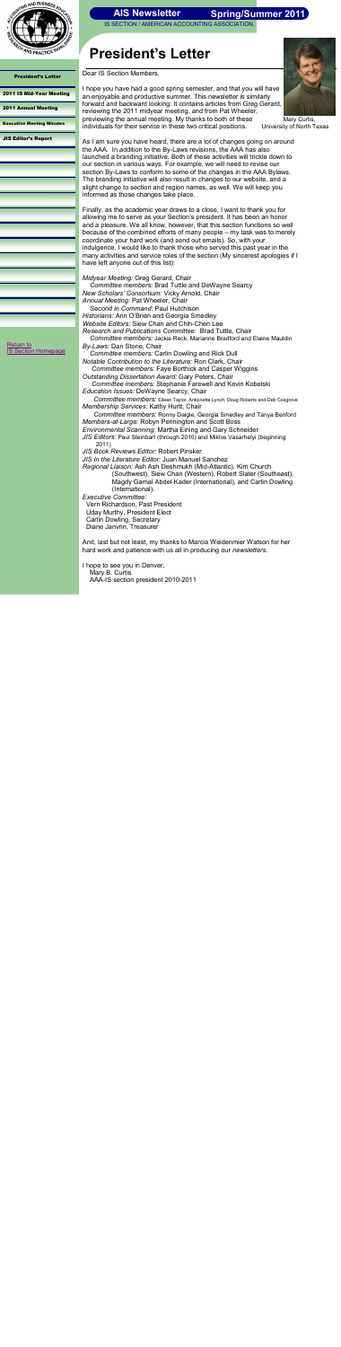# President's Letter

Dear IS Section Members,

I hope you have had a good spring semester, and that you will have an enjoyable and productive summer. This newsletter is similarly forward and backward looking: It contains articles from Greg Gerard, reviewing the 2011 midyear meeting, and from Pat Wheeler, previewing the annual meeting. My thanks to both of these individuals for their service in these two critical positions.

Mary Curtis,
University of North Texas

As I am sure you have heard, there are a lot of changes going on around the AAA. In addition to the By-Laws revisions, the AAA has also launched a branding initiative. Both of these activities will trickle down to our section in various ways. For example, we will need to revise our section By-Laws to conform to some of the changes in the AAA Bylaws. The branding initiative will also result in changes to our website, and a slight change to section and region names, as well. We will keep you informed as those changes take place.

Finally, as the academic year draws to a close, I want to thank you for allowing me to serve as your Section's president. It has been an honor and a pleasure. We all know, however, that this section functions so well because of the combined efforts of many people – my task was to merely coordinate your hard work (and send out emails). So, with your indulgence, I would like to thank those who served this past year in the many activities and service roles of the section (My sincerest apologies if I have left anyone out of this list):

*Midyear Meeting:* Greg Gerard, Chair
*Committee members:* Brad Tuttle and DeWayne Searcy
*New Scholars' Consortium:* Vicky Arnold, Chair
*Annual Meeting:* Pat Wheeler, Chair
*Second in Command:* Paul Hutchison
*Historians:* Ann O'Brien and Georgia Smedley
*Research and Publications Committee:* Brad Tuttle, Chair
*Committee members:* Jackie Reck, Marianne Bradford and Elaine Mauldin
*Website Editors:* Siew Chan and Chih-Chen Lee
*By-Laws:* Dan Stone, Chair
*Committee members:* Carlin Dowling and Rick Dull
*Notable Contribution to the Literature:* Ron Clark, Chair
*Committee members:* Faye Borthick and Casper Wiggins
*Outstanding Dissertation Award:* Gary Peters, Chair
*Committee members:* Stephanie Farewell and Kevin Kobelski
*Education Issues:* DeWayne Searcy, Chair
*Committee members:* Eileen Taylor, Antoinette Lynch, Doug Roberts and Deb Cosgrove
*Membership Services:* Kathy Hurtt, Chair
*Committee members:* Ronny Daigle, Georgia Smedley and Tanya Benford
*Members-at-Large:* Robyn Pennington and Scott Boss
*Environmental Scanning:* Martha Eining and Gary Schneider
*JIS Editors:* Paul Steinbart (through 2010) and Miklos Vasarhelyi (beginning 2011)
*JIS Book Reviews Editor:* Robert Pinsker
*JIS In the Literature Editor:* Juan Manuel Sanchez
*Regional Liaison:* Ash Ash Deshmukh (Mid-Atlantic), Kim Church (Southwest), Siew Chan (Western), Robert Slater (Southeast), Magdy Gamal Abdel-Kader (International), and Carlin Dowling (International).
*Executive Committee:*
Vern Richardson, Past President
Uday Murthy, President Elect
Carlin Dowling, Secretary
Diane Janvrin, Treasurer

And, last but not least, my thanks to Marcia Weidenmier Watson for her hard work and patience with us all in producing our *newsletters.*

I hope to see you in Denver,
Mary B. Curtis
AAA-IS section president 2010-2011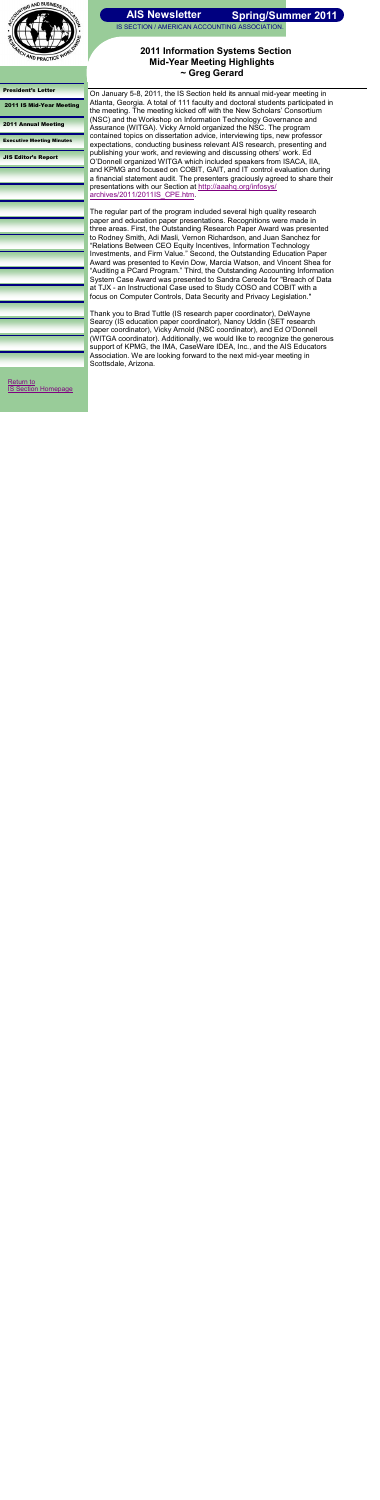## 2011 Information Systems Section Mid-Year Meeting Highlights ~ Greg Gerard

On January 5-8, 2011, the IS Section held its annual mid-year meeting in Atlanta, Georgia. A total of 111 faculty and doctoral students participated in the meeting. The meeting kicked off with the New Scholars' Consortium (NSC) and the Workshop on Information Technology Governance and Assurance (WITGA). Vicky Arnold organized the NSC. The program contained topics on dissertation advice, interviewing tips, new professor expectations, conducting business relevant AIS research, presenting and publishing your work, and reviewing and discussing others' work. Ed O'Donnell organized WITGA which included speakers from ISACA, IIA, and KPMG and focused on COBIT, GAIT, and IT control evaluation during a financial statement audit. The presenters graciously agreed to share their presentations with our Section at http://aaahq.org/infosys/archives/2011/2011IS_CPE.htm.

The regular part of the program included several high quality research paper and education paper presentations. Recognitions were made in three areas. First, the Outstanding Research Paper Award was presented to Rodney Smith, Adi Masli, Vernon Richardson, and Juan Sanchez for "Relations Between CEO Equity Incentives, Information Technology Investments, and Firm Value." Second, the Outstanding Education Paper Award was presented to Kevin Dow, Marcia Watson, and Vincent Shea for "Auditing a PCard Program." Third, the Outstanding Accounting Information System Case Award was presented to Sandra Cereola for "Breach of Data at TJX - an Instructional Case used to Study COSO and COBIT with a focus on Computer Controls, Data Security and Privacy Legislation."

Thank you to Brad Tuttle (IS research paper coordinator), DeWayne Searcy (IS education paper coordinator), Nancy Uddin (SET research paper coordinator), Vicky Arnold (NSC coordinator), and Ed O'Donnell (WITGA coordinator). Additionally, we would like to recognize the generous support of KPMG, the IMA, CaseWare IDEA, Inc., and the AIS Educators Association. We are looking forward to the next mid-year meeting in Scottsdale, Arizona.

- President's Letter
- 2011 IS Mid-Year Meeting
- 2011 Annual Meeting
- Executive Meeting Minutes
- JIS Editor's Report

Return to IS Section Homepage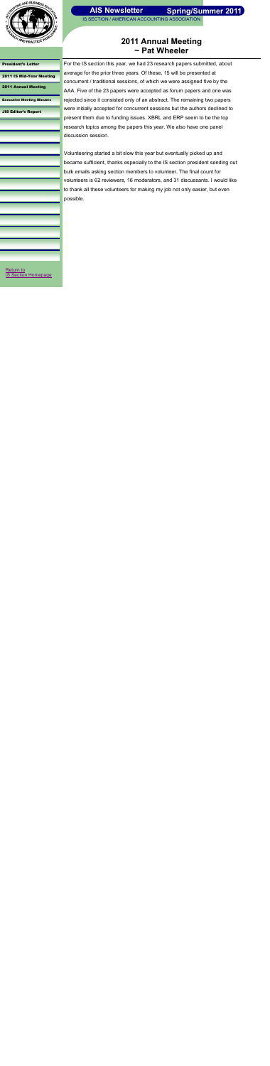# 2011 Annual Meeting
## ~ Pat Wheeler

For the IS section this year, we had 23 research papers submitted, about average for the prior three years. Of these, 15 will be presented at concurrent / traditional sessions, of which we were assigned five by the AAA. Five of the 23 papers were accepted as forum papers and one was rejected since it consisted only of an abstract. The remaining two papers were initially accepted for concurrent sessions but the authors declined to present them due to funding issues. XBRL and ERP seem to be the top research topics among the papers this year. We also have one panel discussion session.

Volunteering started a bit slow this year but eventually picked up and became sufficient, thanks especially to the IS section president sending out bulk emails asking section members to volunteer. The final count for volunteers is 62 reviewers, 16 moderators, and 31 discussants. I would like to thank all these volunteers for making my job not only easier, but even possible.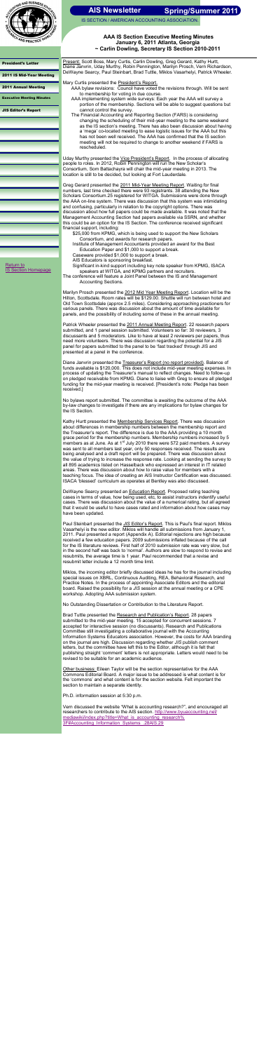# AIS Newsletter

## Spring/Summer 2011

IS SECTION / AMERICAN ACCOUNTING ASSOCIATION

- President's Letter
- 2011 IS Mid-Year Meeting
- 2011 Annual Meeting
- Executive Meeting Minutes
- JIS Editor's Report

Return to IS Section Homepage

### AAA IS Section Executive Meeting Minutes
### January 6, 2011 Atlanta, Georgia
### ~ Carlin Dowling, Secretary IS Section 2010-2011

Present: Scott Boss, Mary Curtis, Carlin Dowling, Greg Gerard, Kathy Hurtt, Diane Janvrin, Uday Murthy, Robin Pennington, Marilyn Prosch, Vern Richardson, DeWayne Searcy, Paul Steinbart, Brad Tuttle, Miklos Vasarhelyi, Patrick Wheeler.

Mary Curtis presented the President's Report.

- AAA bylaw revisions: Council have voted the revisions through. Will be sent to membership for voting in due course.
- AAA implementing system wide surveys: Each year the AAA will survey a portion of the membership. Sections will be able to suggest questions but cannot control the survey.
- The Financial Accounting and Reporting Section (FARS) is considering changing the scheduling of their mid-year meeting to the same weekend as the IS section's meeting. There has also been discussion about having a 'mega' co-located meeting to ease logistic issues for the AAA but this has not been well received. The AAA has confirmed that the IS section meeting will not be required to change to another weekend if FARS is rescheduled.

Uday Murthy presented the Vice President's Report. In the process of allocating people to roles. In 2012, Robin Pennington will run the New Scholar's Consortium, Som Battachayra will chair the mid-year meeting in 2013. The location is still to be decided, but looking at Fort Lauderdale.

Greg Gerard presented the 2011 Mid-Year Meeting Report. Waiting for final numbers, last time checked there were 93 registrants. 38 attending the New Scholars Consortium.25 registered for WITGA. Submissions were done through the AAA on-line system. There was discussion that this system was intimidating and confusing, particularly in relation to the copyright options. There was discussion about how full papers could be made available. It was noted that the Management Accounting Section had papers available via SSRN, and whether this could be an option for the IS Section. The conference received significant financial support, including:

- $25,000 from KPMG, which is being used to support the New Scholars Consortium, and awards for research papers.
- Institute of Management Accountants provided an award for the Best Education Paper and $1,000 to support a break.
- Caseware provided $1,000 to support a break.
- AIS Educators is sponsoring breakfast.
- Significant in-kind support including key note speaker from KPMG, ISACA speakers at WITGA, and KPMG partners and recruiters.

The conference will feature a Joint Panel between the IS and Management Accounting Sections.

Marilyn Prosch presented the 2012 Mid Year Meeting Report. Location will be the Hilton, Scottsdale. Room rates will be $129.00. Shuttle will run between hotel and Old Town Scottsdale (approx 2.5 miles). Considering approaching practioners for various panels. There was discussion about the amount of time available for panels, and the possibility of including some of these in the annual meeting.

Patrick Wheeler presented the 2011 Annual Meeting Report: 22 research papers submitted, and 1 panel session submitted. Volunteers so far: 30 reviewers, 3 discussants and 5 moderators. Like to have at least 2 reviewers per papers, thus need more volunteers. There was discussion regarding the potential for a JIS panel for papers submitted to the panel to be 'fast tracked' through JIS and presented at a panel in the conference.

Diane Janvrin presented the Treasurer's Report (no report provided). Balance of funds available is $120,000. This does not include mid-year meeting expenses. In process of updating the Treasurer's manual to reflect changes. Need to follow-up on pledged receivable from KPMG. Diane to liaise with Greg to ensure all pledged funding for the mid-year meeting is received. [President's note: Pledge has been received.]

No bylaws report submitted. The committee is awaiting the outcome of the AAA by-law changes to investigate if there are any implications for bylaw changes for the IS Section.

Kathy Hurtt presented the Membership Services Report. There was discussion about differences in membership numbers between the membership report and the Treasurer's report. The difference is due to the AAA providing a 10 month grace period for the membership numbers. Membership numbers increased by 5 members as at June. As at 1st July 2010 there were 572 paid members. A survey was sent to all members last year, only 50 responses received. The results are being analysed and a draft report will be prepared. There was discussion about the value of trying to increase the response rate. Looking at sending the survey to all 895 academics listed on Hasselback who expressed an interest in IT related areas. There was discussion about how to raise value for members with a teaching focus. The idea of creating an AIS Instructor Certification was discussed. ISACA 'blessed' curriculum as operates at Bentley was also discussed.

DeWayne Searcy presented an Education Report. Proposed rating teaching cases in terms of value, how being used, etc, to assist instructors indentify useful cases. There was discussion about the value of a numerical rating, but all agreed that it would be useful to have cases rated and information about how cases may have been updated.

Paul Steinbart presented the JIS Editor's Report. This is Paul's final report. Miklos Vasarhelyi is the new editor. Miklos will handle all submissions from January 1, 2011. Paul presented a report (Appendix A). Editorial rejections are high because received a few education papers. 2009 submissions inflated because of the call for the IS literature reviews. First half of 2010 submission rate was very slow, but in the second half was back to 'normal'. Authors are slow to respond to revise and resubmits, the average time is 1 year. Paul recommended that a revise and resubmit letter include a 12 month time limit.

Miklos, the incoming editor briefly discussed ideas he has for the journal including special issues on XBRL, Continuous Auditing, REA, Behavioral Research, and Practice Notes. In the process of appointing Associate Editors and the editorial board. Raised the possibility for a JIS session at the annual meeting or a CPE workshop. Adopting AAA submission system.

No Outstanding Dissertation or Contribution to the Literature Report.

Brad Tuttle presented the Research and Publication's Report: 28 papers submitted to the mid-year meeting. 15 accepted for concurrent sessions. 7 accepted for interactive session (no discussants). Research and Publications Committee still investigating a collaborative journal with the Accounting Information Systems Educators association. However, the costs for AAA branding on the journal are high. Discussion regarding whether JIS publish comment letters, but the committee have left this to the Editor, although it is felt that publishing straight 'comment' letters is not appropriate. Letters would need to be revised to be suitable for an academic audience.

Other business: Eileen Taylor will be the section representative for the AAA Commons Editorial Board. A major issue to be addressed is what content is for the 'commons' and what content is for the section website. Felt important the section to maintain a separate identity.

Ph.D. information session at 5:30 p.m.

Vern discussed the website "What is accounting research?", and encouraged all researchers to contribute to the AIS section. http://www.byuaccounting.net/mediawiki/index.php?title=What_is_accounting_research%3F#Accounting_Information_Systems_.28AIS.29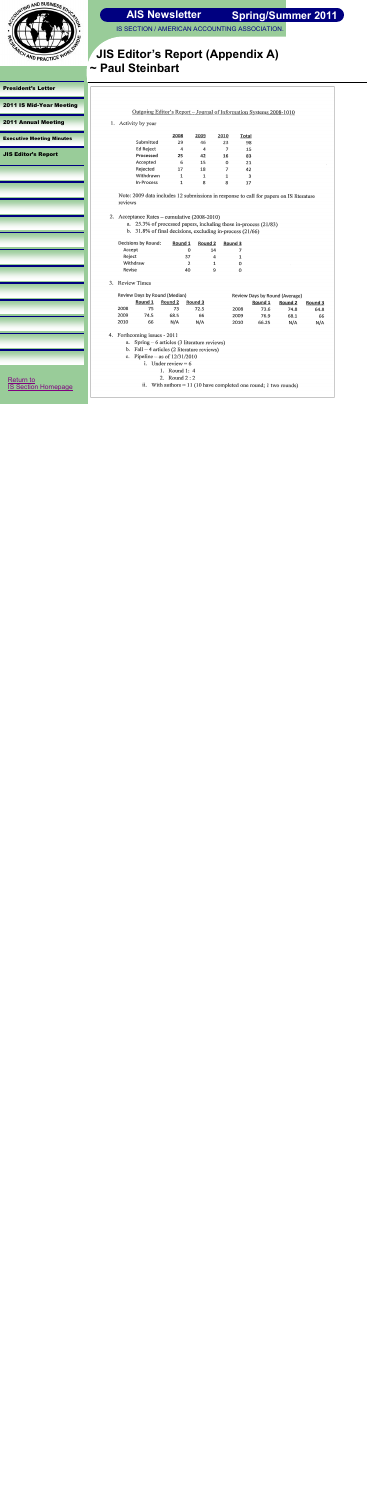# JIS Editor's Report (Appendix A) ~ Paul Steinbart

Outgoing Editor's Report – Journal of Information Systems 2008-1010

1. Activity by year

| | 2008 | 2009 | 2010 | Total |
|---|---|---|---|---|
| Submitted | 29 | 46 | 23 | 98 |
| Ed Reject | 4 | 4 | 7 | 15 |
| Processed | 25 | 42 | 16 | 83 |
| Accepted | 6 | 15 | 0 | 21 |
| Rejected | 17 | 18 | 7 | 42 |
| Withdrawn | 1 | 1 | 1 | 3 |
| In-Process | 1 | 8 | 8 | 17 |

Note: 2009 data includes 12 submissions in response to call for papers on IS literature reviews

2. Acceptance Rates – cumulative (2008-2010)
   a. 25.3% of processed papers, including those in-process (21/83)
   b. 31.8% of final decisions, excluding in-process (21/66)

| Decisions by Round: | Round 1 | Round 2 | Round 3 |
|---|---|---|---|
| Accept | 0 | 14 | 7 |
| Reject | 37 | 4 | 1 |
| Withdraw | 3 | 1 | 0 |
| Revise | 40 | 9 | 0 |

3. Review Times

Review Days by Round (Median)

| | Round 1 | Round 2 | Round 3 |
|---|---|---|---|
| 2008 | 75 | 75 | 72.5 |
| 2009 | 74.5 | 60.5 | 66 |
| 2010 | 66 | N/A | N/A |

Review Days by Round (Average)

| | Round 1 | Round 2 | Round 3 |
|---|---|---|---|
| 2008 | 73.6 | 74.8 | 64.8 |
| 2009 | 79.9 | 68.1 | 66 |
| 2010 | 66.25 | N/A | N/A |

4. Forthcoming issues - 2011
   a. Spring – 6 articles (3 literature reviews)
   b. Fall – 4 articles (2 literature reviews)
   c. Pipeline – as of 12/31/2010
      i. Under review = 6
         1. Round 1: 4
         2. Round 2 : 2
      ii. With authors = 11 (10 have completed one round; 1 two rounds)